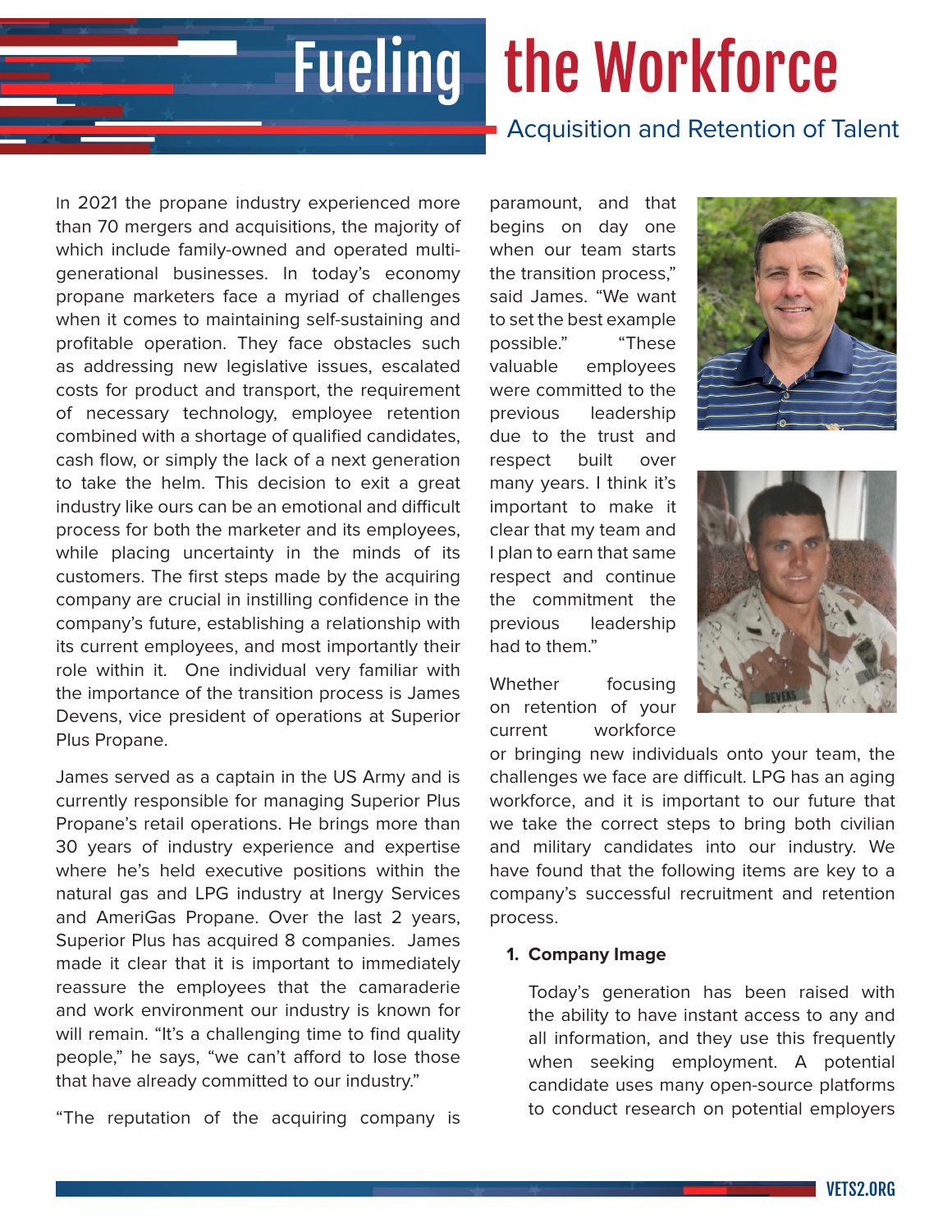# Fueling the Workforce

## Acquisition and Retention of Talent

In 2021 the propane industry experienced more than 70 mergers and acquisitions, the majority of which include family-owned and operated multi-generational businesses. In today's economy propane marketers face a myriad of challenges when it comes to maintaining self-sustaining and profitable operation. They face obstacles such as addressing new legislative issues, escalated costs for product and transport, the requirement of necessary technology, employee retention combined with a shortage of qualified candidates, cash flow, or simply the lack of a next generation to take the helm. This decision to exit a great industry like ours can be an emotional and difficult process for both the marketer and its employees, while placing uncertainty in the minds of its customers. The first steps made by the acquiring company are crucial in instilling confidence in the company's future, establishing a relationship with its current employees, and most importantly their role within it. One individual very familiar with the importance of the transition process is James Devens, vice president of operations at Superior Plus Propane.

James served as a captain in the US Army and is currently responsible for managing Superior Plus Propane's retail operations. He brings more than 30 years of industry experience and expertise where he's held executive positions within the natural gas and LPG industry at Inergy Services and AmeriGas Propane. Over the last 2 years, Superior Plus has acquired 8 companies. James made it clear that it is important to immediately reassure the employees that the camaraderie and work environment our industry is known for will remain. "It's a challenging time to find quality people," he says, "we can't afford to lose those that have already committed to our industry."

"The reputation of the acquiring company is paramount, and that begins on day one when our team starts the transition process," said James. "We want to set the best example possible." "These valuable employees were committed to the previous leadership due to the trust and respect built over many years. I think it's important to make it clear that my team and I plan to earn that same respect and continue the commitment the previous leadership had to them."

Whether focusing on retention of your current workforce or bringing new individuals onto your team, the challenges we face are difficult. LPG has an aging workforce, and it is important to our future that we take the correct steps to bring both civilian and military candidates into our industry. We have found that the following items are key to a company's successful recruitment and retention process.

1. **Company Image**

   Today's generation has been raised with the ability to have instant access to any and all information, and they use this frequently when seeking employment. A potential candidate uses many open-source platforms to conduct research on potential employers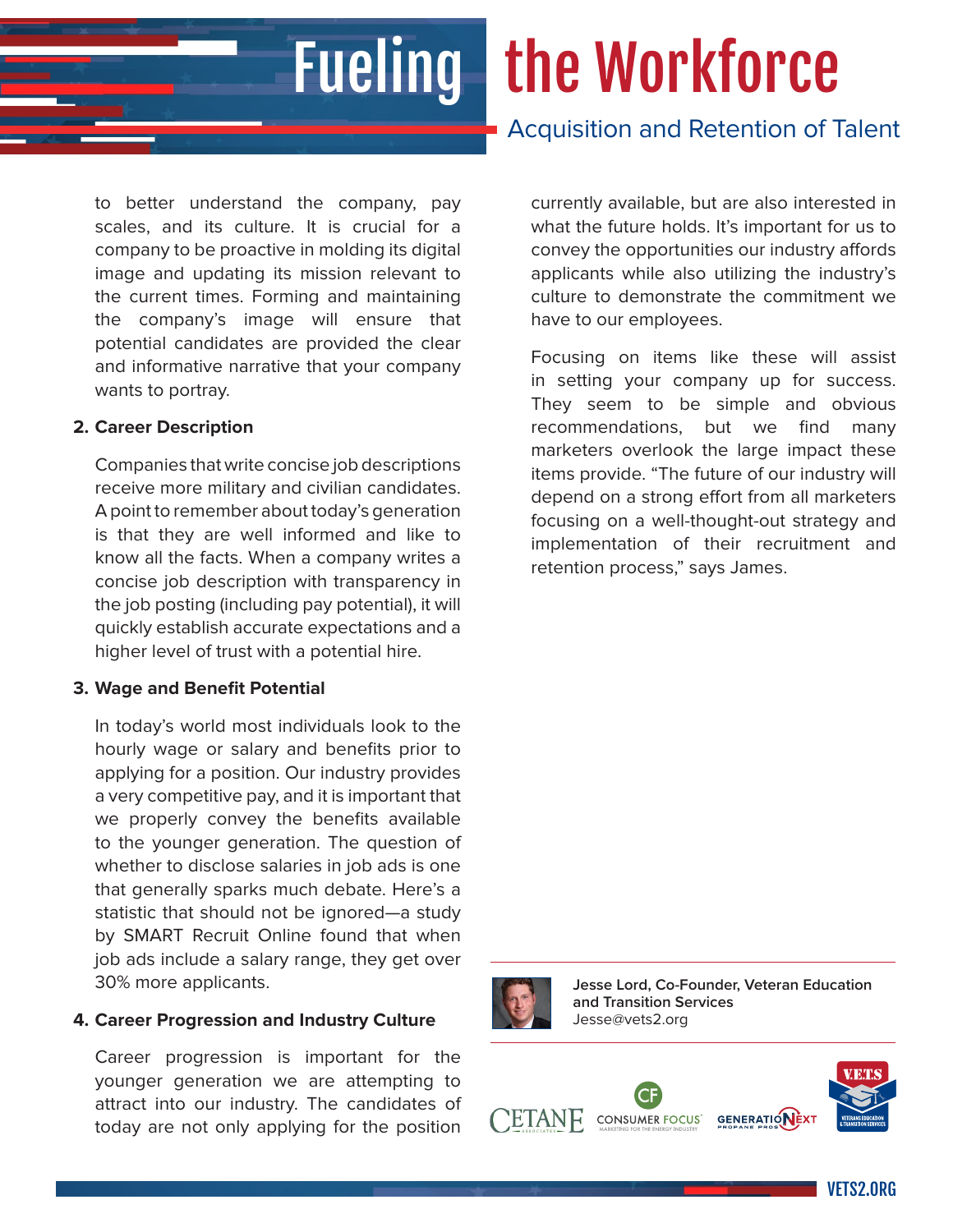to better understand the company, pay scales, and its culture. It is crucial for a company to be proactive in molding its digital image and updating its mission relevant to the current times. Forming and maintaining the company's image will ensure that potential candidates are provided the clear and informative narrative that your company wants to portray.

**2. Career Description**

Companies that write concise job descriptions receive more military and civilian candidates. A point to remember about today's generation is that they are well informed and like to know all the facts. When a company writes a concise job description with transparency in the job posting (including pay potential), it will quickly establish accurate expectations and a higher level of trust with a potential hire.

**3. Wage and Benefit Potential**

In today's world most individuals look to the hourly wage or salary and benefits prior to applying for a position. Our industry provides a very competitive pay, and it is important that we properly convey the benefits available to the younger generation. The question of whether to disclose salaries in job ads is one that generally sparks much debate. Here's a statistic that should not be ignored—a study by SMART Recruit Online found that when job ads include a salary range, they get over 30% more applicants.

**4. Career Progression and Industry Culture**

Career progression is important for the younger generation we are attempting to attract into our industry. The candidates of today are not only applying for the position currently available, but are also interested in what the future holds. It's important for us to convey the opportunities our industry affords applicants while also utilizing the industry's culture to demonstrate the commitment we have to our employees.

Focusing on items like these will assist in setting your company up for success. They seem to be simple and obvious recommendations, but we find many marketers overlook the large impact these items provide. "The future of our industry will depend on a strong effort from all marketers focusing on a well-thought-out strategy and implementation of their recruitment and retention process," says James.

**Jesse Lord, Co-Founder, Veteran Education and Transition Services**
Jesse@vets2.org